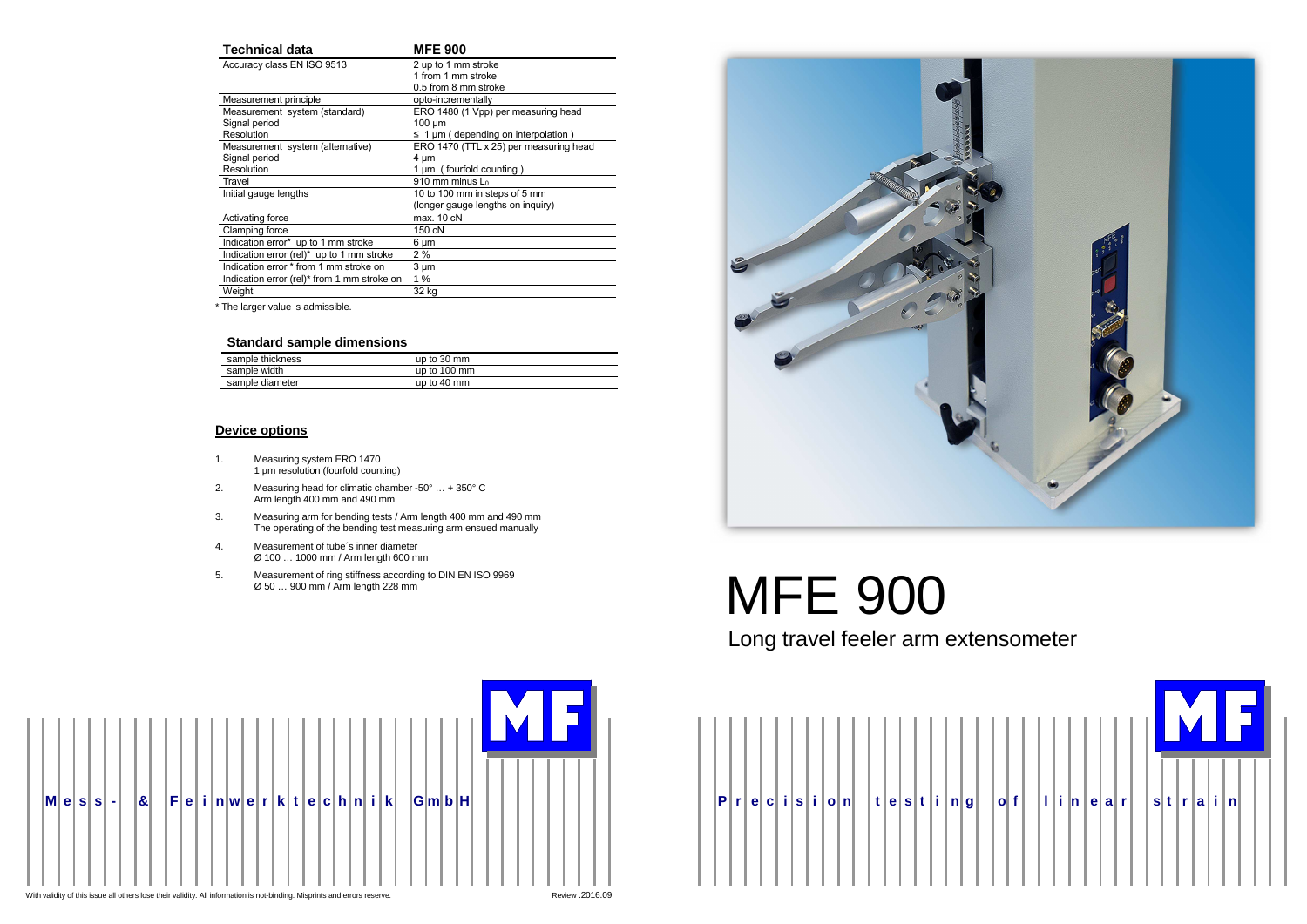| Technical data | MFE 900 |
| --- | --- |
| Accuracy class EN ISO 9513 | 2 up to 1 mm stroke<br>1 from 1 mm stroke<br>0.5 from 8 mm stroke |
| Measurement principle | opto-incrementally |
| Measurement system (standard)<br>Signal period<br>Resolution | ERO 1480 (1 Vpp) per measuring head<br>100 µm<br>≤ 1 µm ( depending on interpolation ) |
| Measurement system (alternative)<br>Signal period<br>Resolution | ERO 1470 (TTL x 25) per measuring head<br>4 µm<br>1 µm ( fourfold counting ) |
| Travel | 910 mm minus $L_0$ |
| Initial gauge lengths | 10 to 100 mm in steps of 5 mm<br>(longer gauge lengths on inquiry) |
| Activating force | max. 10 cN |
| Clamping force | 150 cN |
| Indication error* up to 1 mm stroke | 6 µm |
| Indication error (rel)* up to 1 mm stroke | 2 % |
| Indication error * from 1 mm stroke on | 3 µm |
| Indication error (rel)* from 1 mm stroke on | 1 % |
| Weight | 32 kg |

* The larger value is admissible.

## Standard sample dimensions

| | |
| --- | --- |
| sample thickness | up to 30 mm |
| sample width | up to 100 mm |
| sample diameter | up to 40 mm |

## Device options

1. Measuring system ERO 1470
   1 µm resolution (fourfold counting)
2. Measuring head for climatic chamber -50° … + 350° C
   Arm length 400 mm and 490 mm
3. Measuring arm for bending tests / Arm length 400 mm and 490 mm
   The operating of the bending test measuring arm ensued manually
4. Measurement of tube´s inner diameter
   Ø 100 … 1000 mm / Arm length 600 mm
5. Measurement of ring stiffness according to DIN EN ISO 9969
   Ø 50 … 900 mm / Arm length 228 mm

MF

Mess- & Feinwerktechnik GmbH

With validity of this issue all others lose their validity. All information is not-binding. Misprints and errors reserve.

Review .2016.09

# MFE 900

## Long travel feeler arm extensometer

MF

Precision testing of linear strain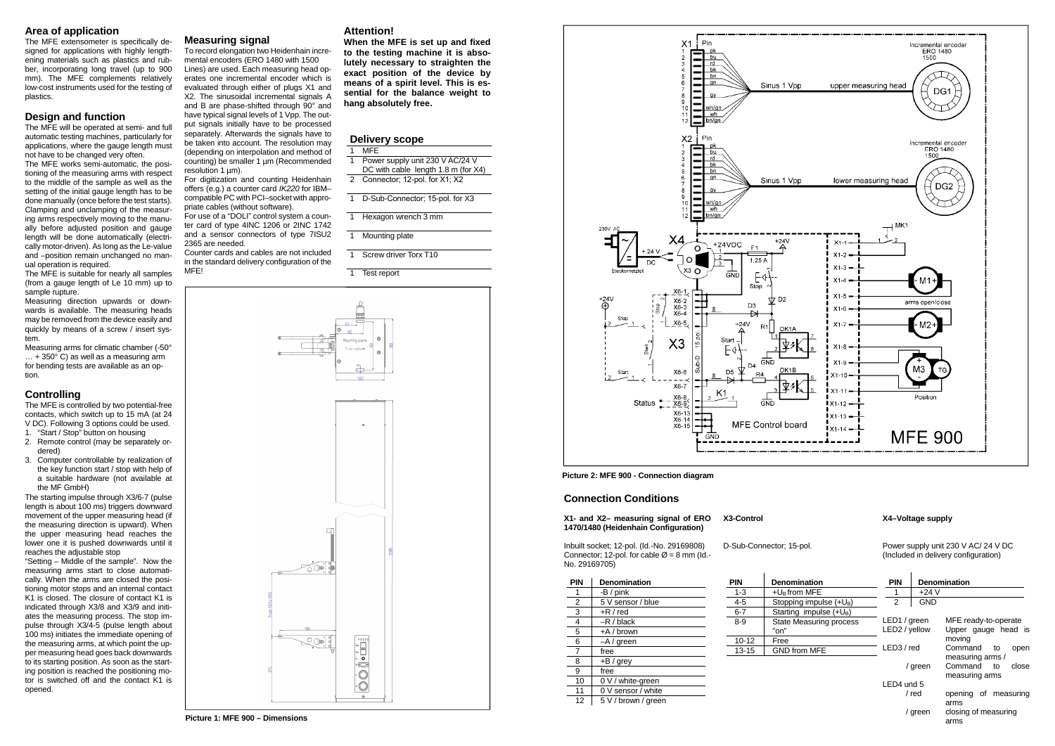## Area of application

The MFE extensometer is specifically designed for applications with highly lengthening materials such as plastics and rubber, incorporating long travel (up to 900 mm). The MFE complements relatively low-cost instruments used for the testing of plastics.

## Design and function

The MFE will be operated at semi- and full automatic testing machines, particularly for applications, where the gauge length must not have to be changed very often.

The MFE works semi-automatic, the positioning of the measuring arms with respect to the middle of the sample as well as the setting of the initial gauge length has to be done manually (once before the test starts). Clamping and unclamping of the measuring arms respectively moving to the manually before adjusted position and gauge length will be done automatically (electrically motor-driven). As long as the Le-value and –position remain unchanged no manual operation is required.

The MFE is suitable for nearly all samples (from a gauge length of Le 10 mm) up to sample rupture.

Measuring direction upwards or downwards is available. The measuring heads may be removed from the device easily and quickly by means of a screw / insert system.

Measuring arms for climatic chamber (-50° … + 350° C) as well as a measuring arm for bending tests are available as an option.

## Controlling

The MFE is controlled by two potential-free contacts, which switch up to 15 mA (at 24 V DC). Following 3 options could be used.

1. "Start / Stop" button on housing
2. Remote control (may be separately ordered)
3. Computer controllable by realization of the key function start / stop with help of a suitable hardware (not available at the MF GmbH)

The starting impulse through X3/6-7 (pulse length is about 100 ms) triggers downward movement of the upper measuring head (if the measuring direction is upward). When the upper measuring head reaches the lower one it is pushed downwards until it reaches the adjustable stop

"Setting – Middle of the sample". Now the measuring arms start to close automatically. When the arms are closed the positioning motor stops and an internal contact K1 is closed. The closure of contact K1 is indicated through X3/8 and X3/9 and initiates the measuring process. The stop impulse through X3/4-5 (pulse length about 100 ms) initiates the immediate opening of the measuring arms, at which point the upper measuring head goes back downwards to its starting position. As soon as the starting position is reached the positioning motor is switched off and the contact K1 is opened.

## Measuring signal

To record elongation two Heidenhain incremental encoders (ERO 1480 with 1500 Lines) are used. Each measuring head operates one incremental encoder which is evaluated through either of plugs X1 and X2. The sinusoidal incremental signals A and B are phase-shifted through 90° and have typical signal levels of 1 Vpp. The output signals initially have to be processed separately. Afterwards the signals have to be taken into account. The resolution may (depending on interpolation and method of counting) be smaller 1 µm (Recommended resolution 1 µm).

For digitization and counting Heidenhain offers (e.g.) a counter card *IK220* for IBM–compatible PC with PCI–socket with appropriate cables (without software).

For use of a "DOLI" control system a counter card of type 4INC 1206 or 2INC 1742 and a sensor connectors of type 7ISU2 2365 are needed.

Counter cards and cables are not included in the standard delivery configuration of the MFE!

## Attention!

**When the MFE is set up and fixed to the testing machine it is absolutely necessary to straighten the exact position of the device by means of a spirit level. This is essential for the balance weight to hang absolutely free.**

## Delivery scope

| | |
|---|---|
| 1 | MFE |
| 1 | Power supply unit 230 V AC/24 V DC with cable length 1.8 m (for X4) |
| 2 | Connector; 12-pol. for X1; X2 |
| 1 | D-Sub-Connector; 15-pol. for X3 |
| 1 | Hexagon wrench 3 mm |
| 1 | Mounting plate |
| 1 | Screw driver Torx T10 |
| 1 | Test report |

**Picture 1: MFE 900 – Dimensions**

**Picture 2: MFE 900 - Connection diagram**

## Connection Conditions

### X1- and X2– measuring signal of ERO 1470/1480 (Heidenhain Configuration)

Inbuilt socket; 12-pol. (Id.-No. 29169808)
Connector; 12-pol. for cable Ø = 8 mm (Id.-No. 29169705)

| PIN | Denomination |
|---|---|
| 1 | -B / pink |
| 2 | 5 V sensor / blue |
| 3 | +R / red |
| 4 | –R / black |
| 5 | +A / brown |
| 6 | –A / green |
| 7 | free |
| 8 | +B / grey |
| 9 | free |
| 10 | 0 V / white-green |
| 11 | 0 V sensor / white |
| 12 | 5 V / brown / green |

### X3-Control

D-Sub-Connector; 15-pol.

| PIN | Denomination |
|---|---|
| 1-3 | $+U_B$ from MFE |
| 4-5 | Stopping impulse ($+U_B$) |
| 6-7 | Starting impulse ($+U_B$) |
| 8-9 | State Measuring process "on" |
| 10-12 | Free |
| 13-15 | GND from MFE |

### X4–Voltage supply

Power supply unit 230 V AC/ 24 V DC (Included in delivery configuration)

| PIN | Denomination |
|---|---|
| 1 | +24 V |
| 2 | GND |

| | |
|---|---|
| LED1 / green | MFE ready-to-operate |
| LED2 / yellow | Upper gauge head is moving |
| LED3 / red | Command to open measuring arms / |
| / green | Command to close measuring arms |
| LED4 und 5 | |
| / red | opening of measuring arms |
| / green | closing of measuring arms |